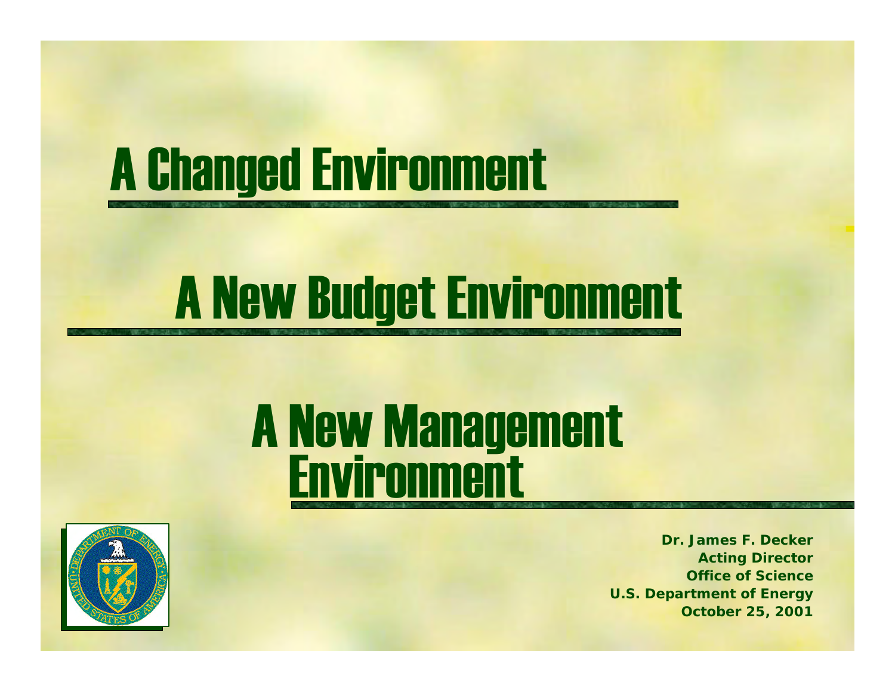# A Changed Environment

# A New Budget Environment

# A New Management Environment

**Dr. James F. Decker**
**Acting Director**
**Office of Science**
**U.S. Department of Energy**
**October 25, 2001**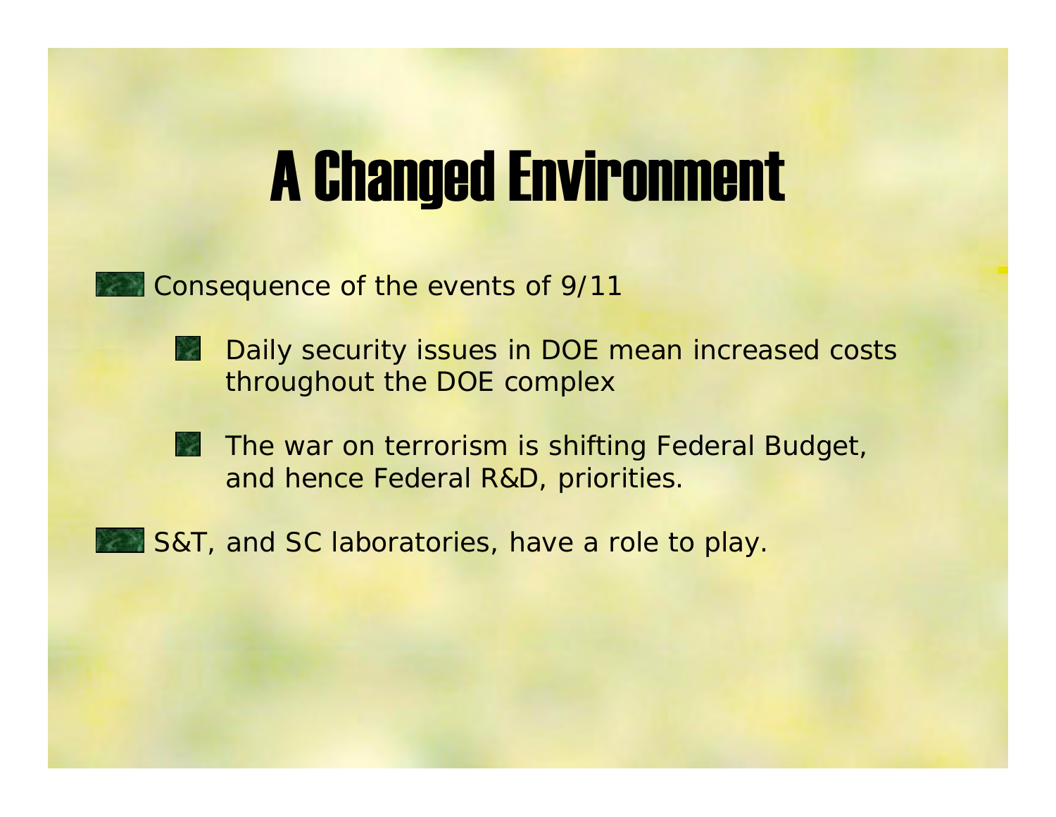# A Changed Environment

- Consequence of the events of 9/11
  - Daily security issues in DOE mean increased costs throughout the DOE complex
  - The war on terrorism is shifting Federal Budget, and hence Federal R&D, priorities.
- S&T, and SC laboratories, have a role to play.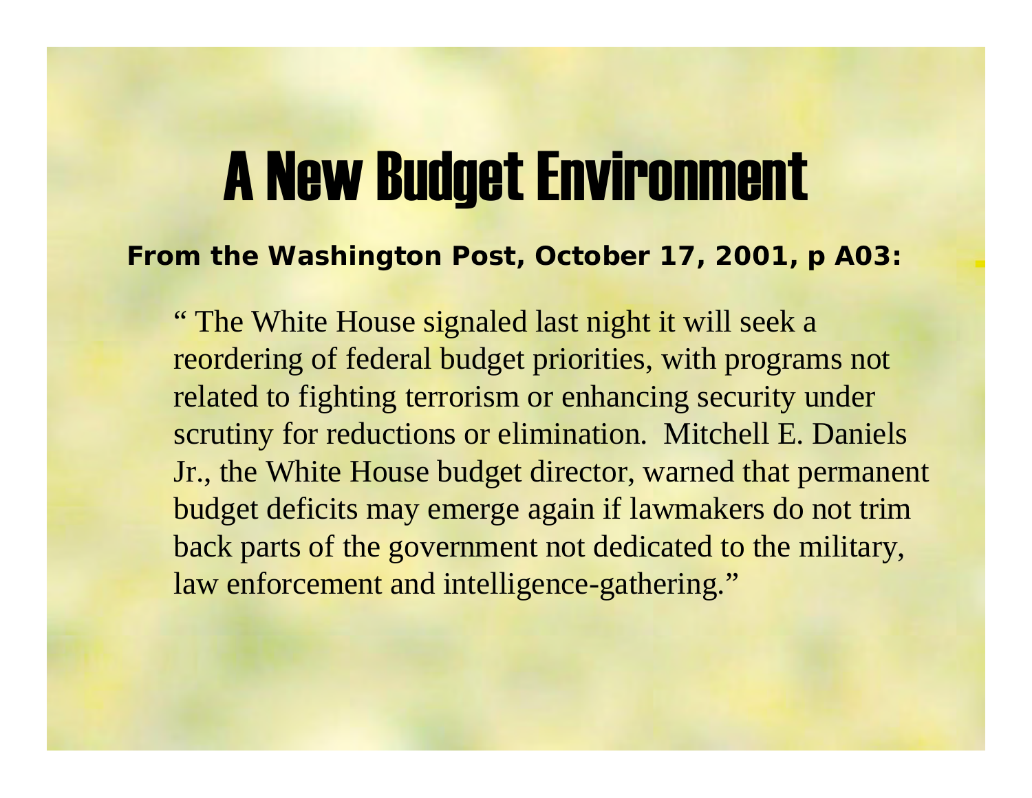# A New Budget Environment

**From the Washington Post, October 17, 2001, p A03:**

> " The White House signaled last night it will seek a reordering of federal budget priorities, with programs not related to fighting terrorism or enhancing security under scrutiny for reductions or elimination. Mitchell E. Daniels Jr., the White House budget director, warned that permanent budget deficits may emerge again if lawmakers do not trim back parts of the government not dedicated to the military, law enforcement and intelligence-gathering."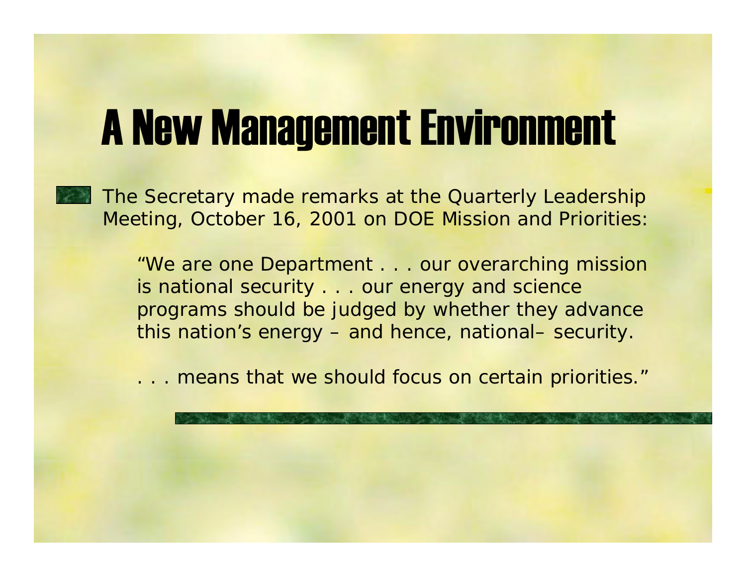# A New Management Environment

- The Secretary made remarks at the Quarterly Leadership Meeting, October 16, 2001 on DOE Mission and Priorities:

  *"We are one Department . . . our overarching mission is national security . . . our energy and science programs should be judged by whether they advance this nation's energy – and hence, national– security.*

  *. . . means that we should focus on certain priorities."*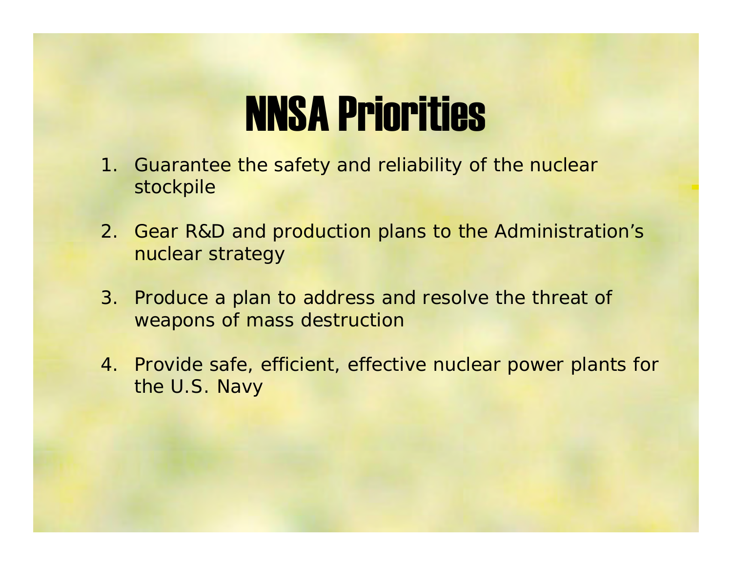# NNSA Priorities

1. Guarantee the safety and reliability of the nuclear stockpile
2. Gear R&D and production plans to the Administration's nuclear strategy
3. Produce a plan to address and resolve the threat of weapons of mass destruction
4. Provide safe, efficient, effective nuclear power plants for the U.S. Navy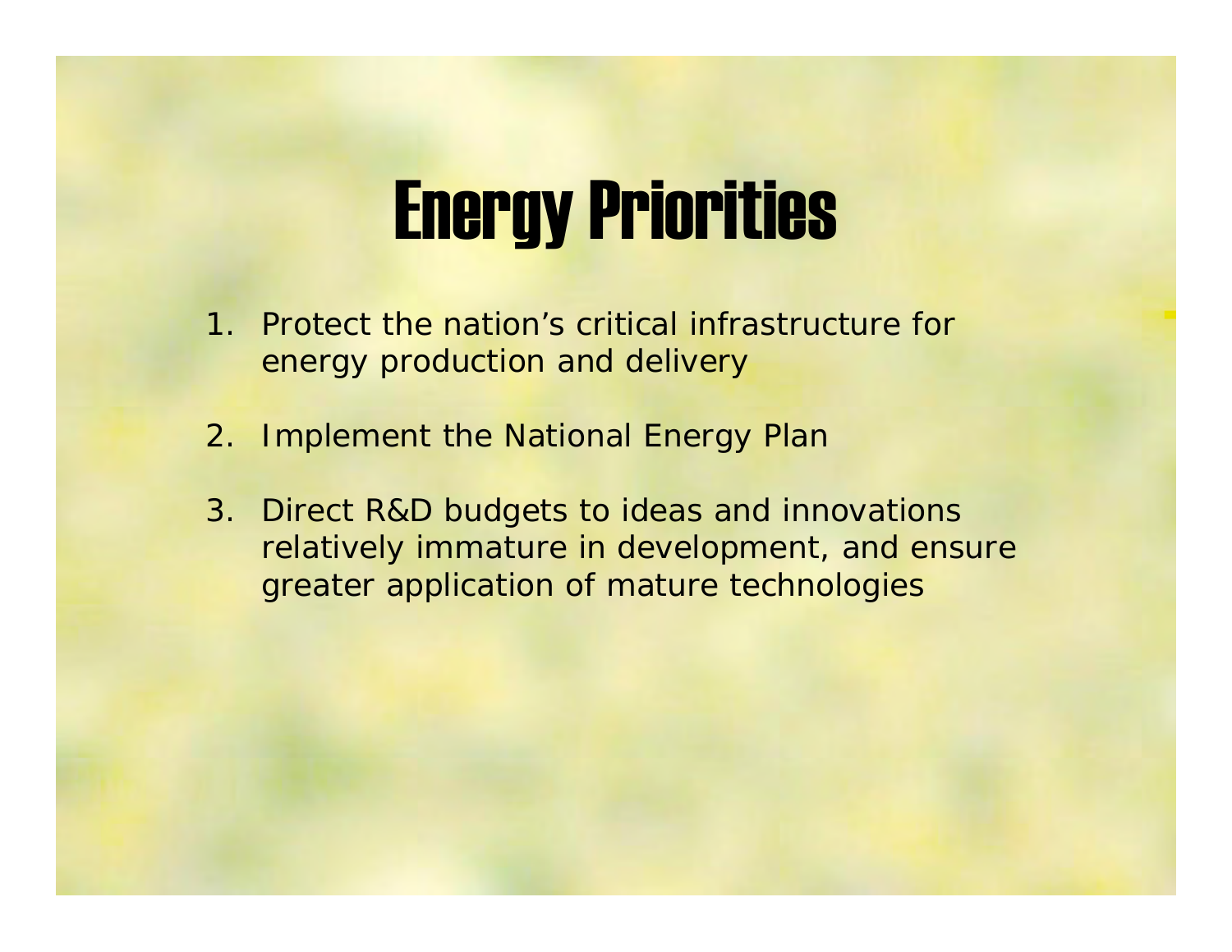# Energy Priorities

1. Protect the nation’s critical infrastructure for energy production and delivery
2. Implement the National Energy Plan
3. Direct R&D budgets to ideas and innovations relatively immature in development, and ensure greater application of mature technologies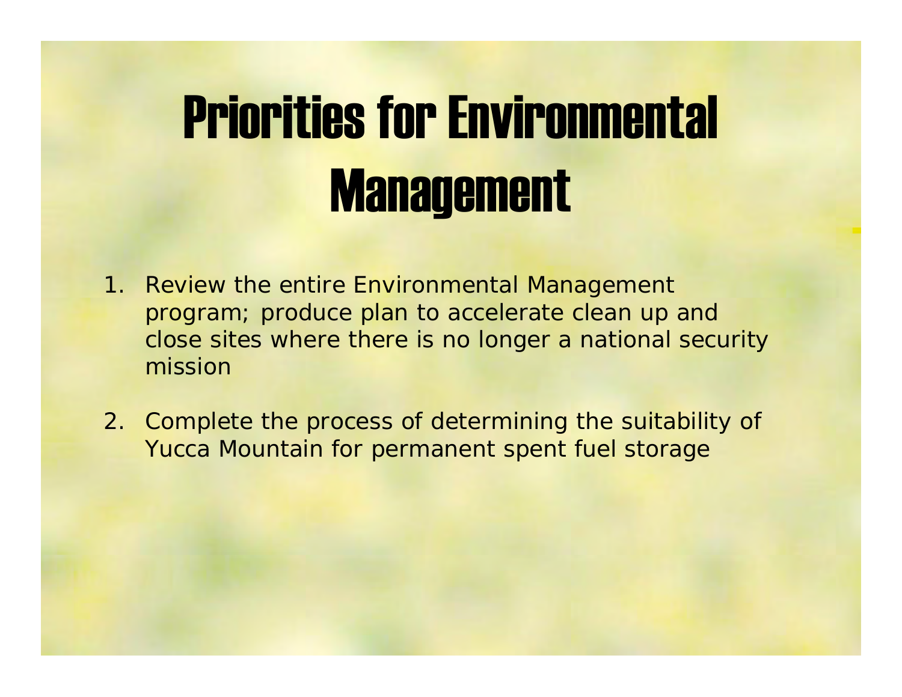# Priorities for Environmental Management

1. Review the entire Environmental Management program; produce plan to accelerate clean up and close sites where there is no longer a national security mission

2. Complete the process of determining the suitability of Yucca Mountain for permanent spent fuel storage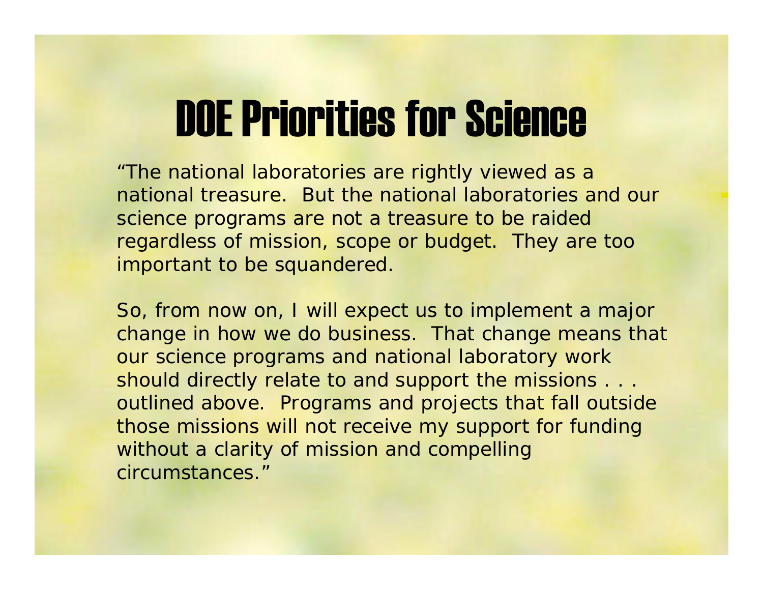# DOE Priorities for Science

"The national laboratories are rightly viewed as a national treasure. But the national laboratories and our science programs are not a treasure to be raided regardless of mission, scope or budget. They are too important to be squandered.

So, from now on, I will expect us to implement a major change in how we do business. That change means that our science programs and national laboratory work should directly relate to and support the missions . . . outlined above. Programs and projects that fall outside those missions will not receive my support for funding without a clarity of mission and compelling circumstances."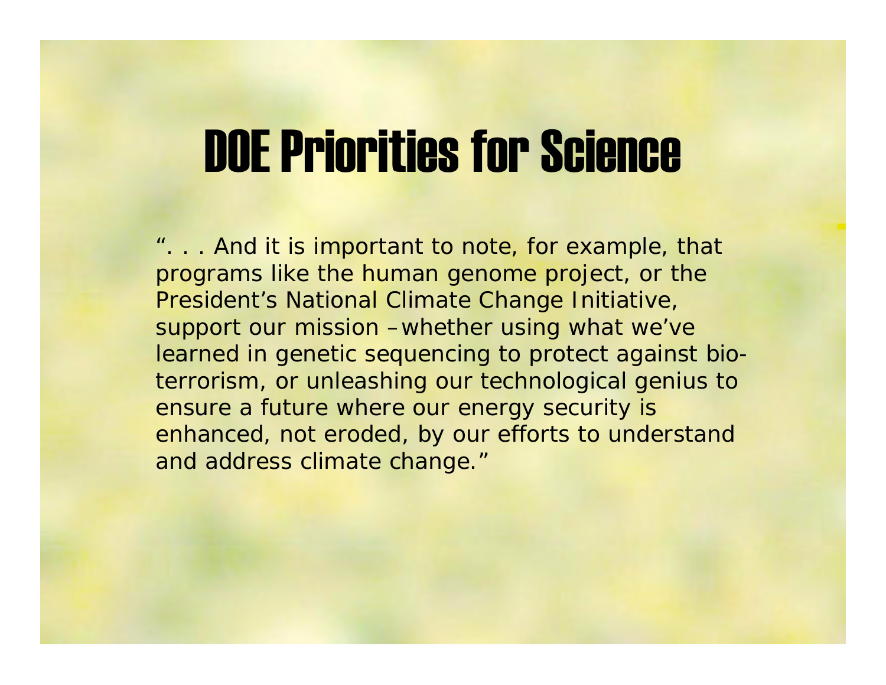# DOE Priorities for Science

". . . And it is important to note, for example, that programs like the human genome project, or the President's National Climate Change Initiative, support our mission –whether using what we've learned in genetic sequencing to protect against bio-terrorism, or unleashing our technological genius to ensure a future where our energy security is enhanced, not eroded, by our efforts to understand and address climate change."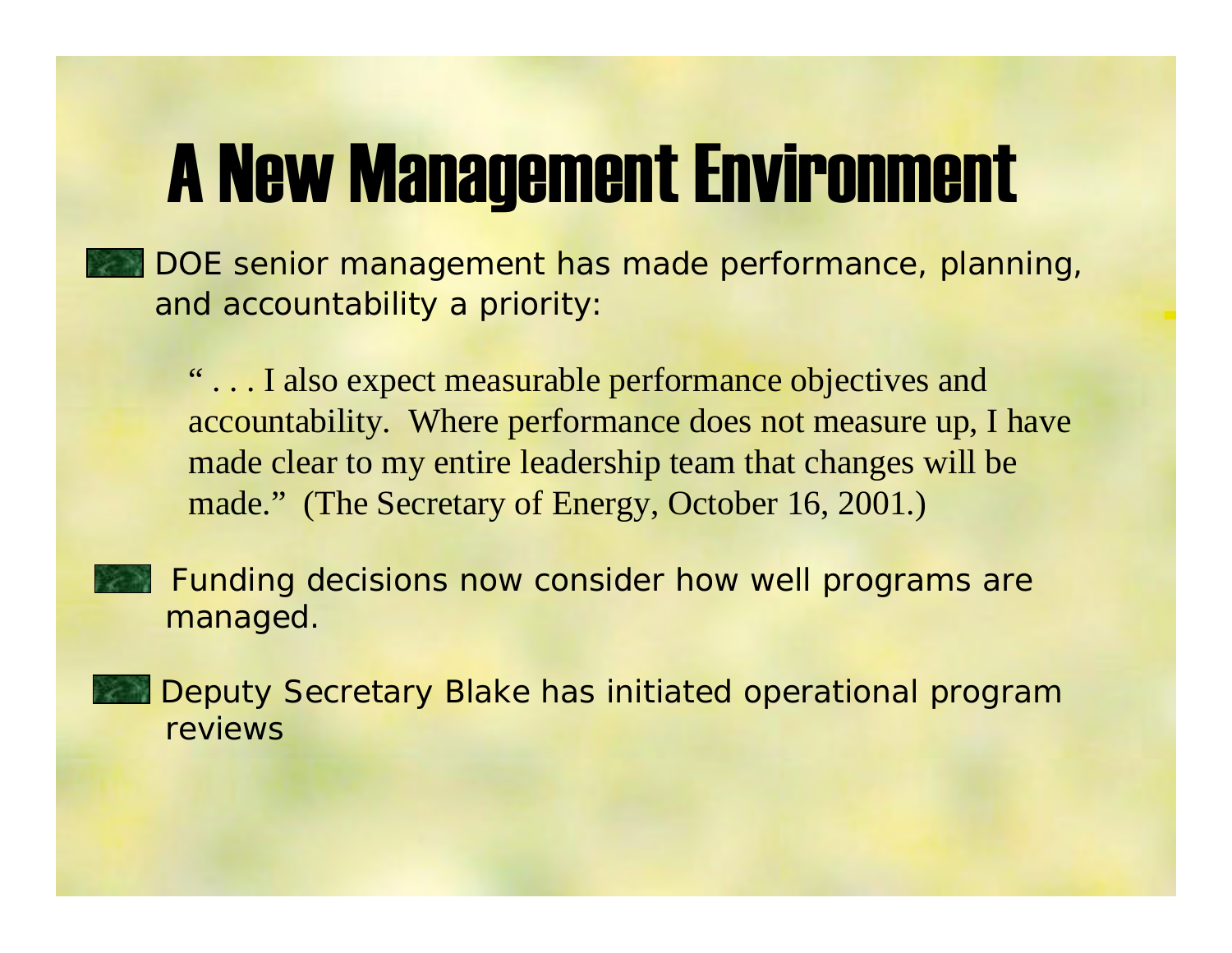# A New Management Environment

- DOE senior management has made performance, planning, and accountability a priority:

  > " . . . I also expect measurable performance objectives and accountability. Where performance does not measure up, I have made clear to my entire leadership team that changes will be made." (The Secretary of Energy, October 16, 2001.)

- Funding decisions now consider how well programs are managed.

- Deputy Secretary Blake has initiated operational program reviews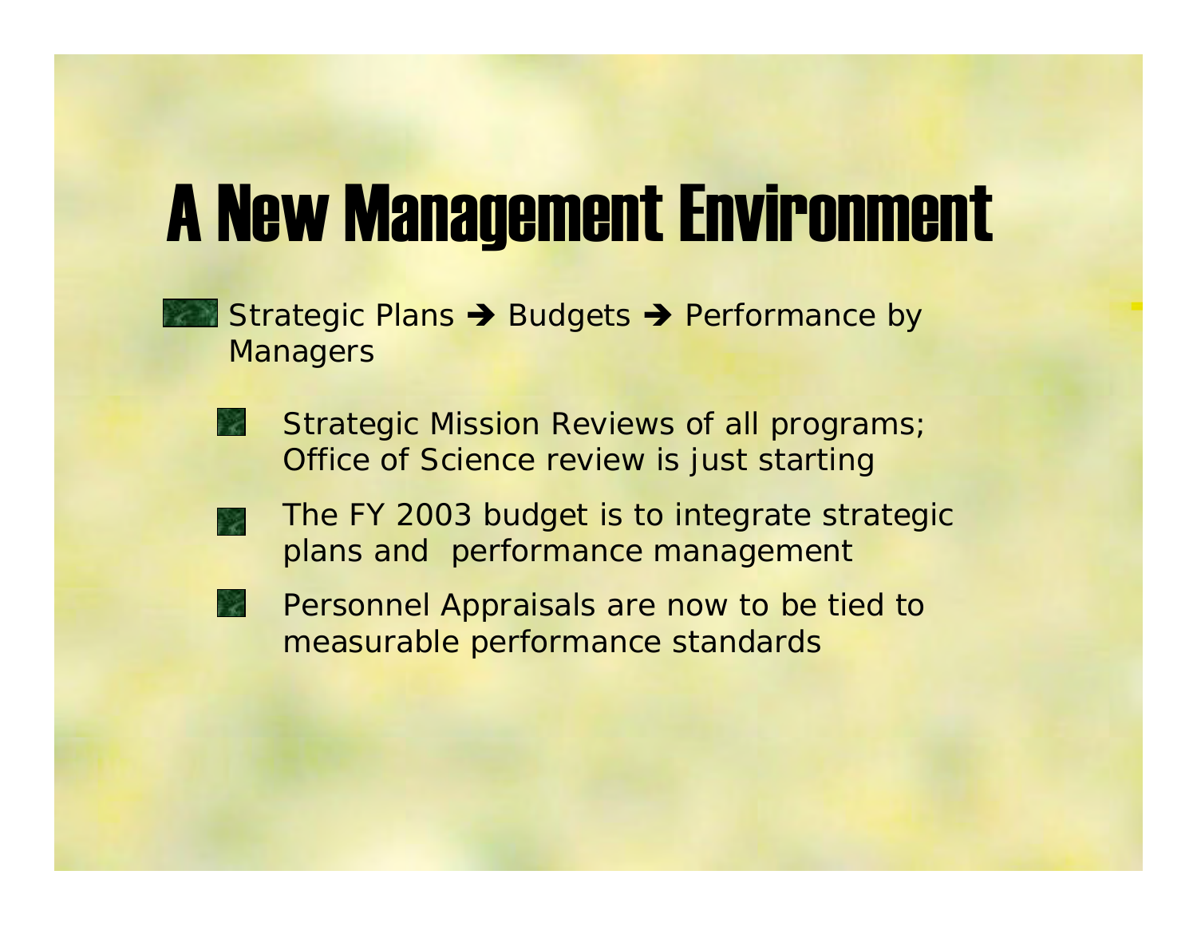# A New Management Environment

- Strategic Plans ➔ Budgets ➔ Performance by Managers
  - Strategic Mission Reviews of all programs; Office of Science review is just starting
  - The FY 2003 budget is to integrate strategic plans and performance management
  - Personnel Appraisals are now to be tied to measurable performance standards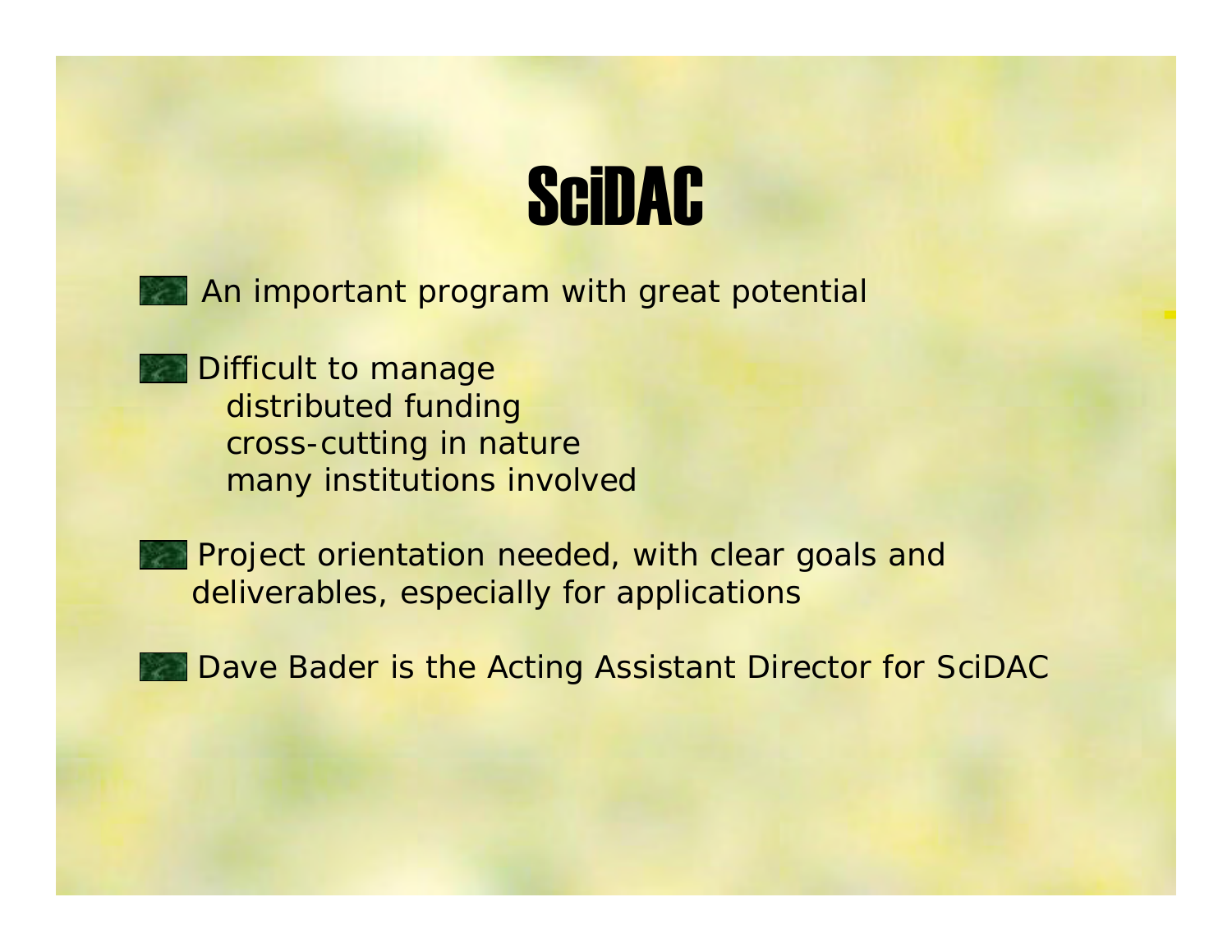# SciDAC

- An important program with great potential
- Difficult to manage
  - distributed funding
  - cross-cutting in nature
  - many institutions involved
- Project orientation needed, with clear goals and deliverables, especially for applications
- Dave Bader is the Acting Assistant Director for SciDAC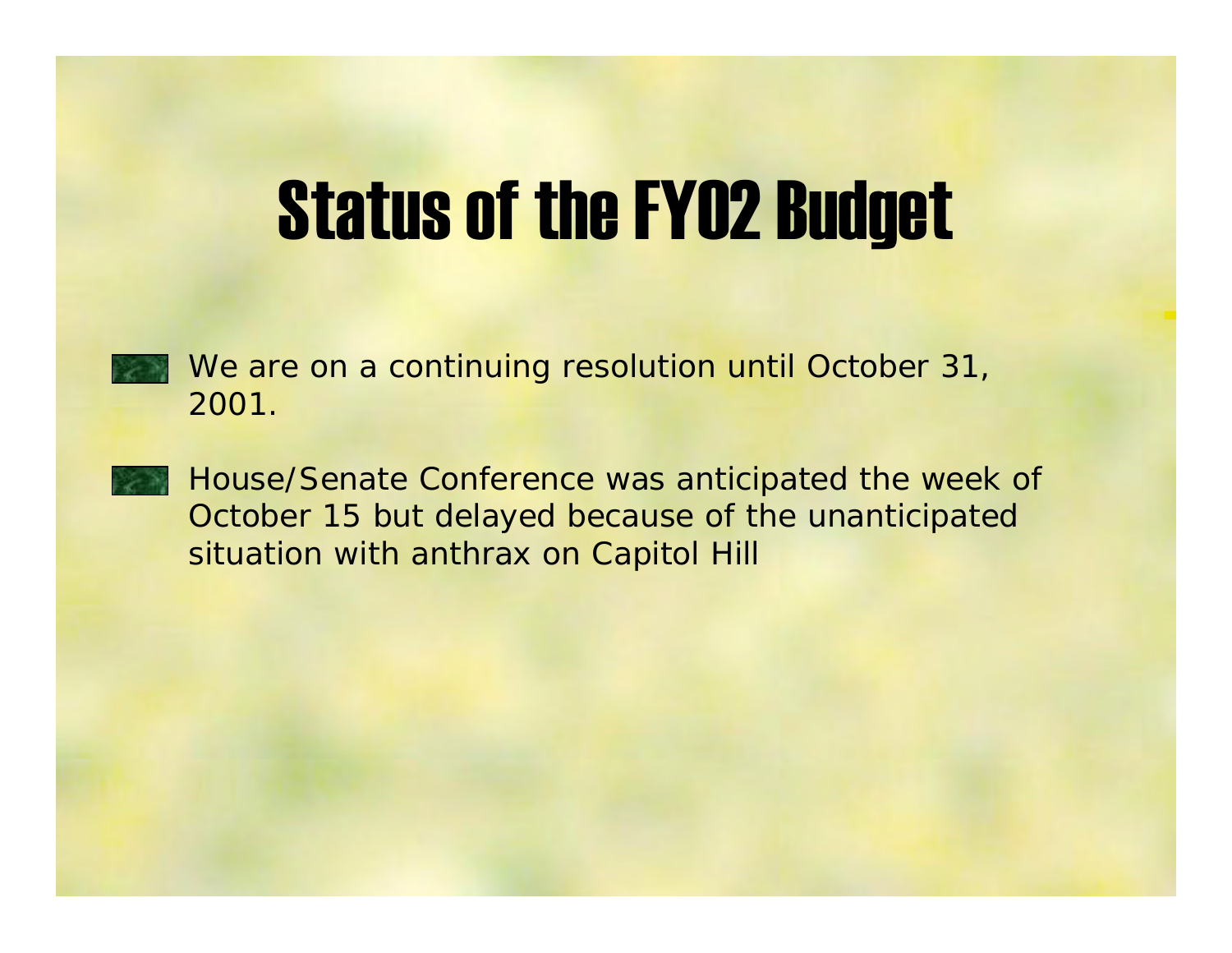# Status of the FY02 Budget

- We are on a continuing resolution until October 31, 2001.
- House/Senate Conference was anticipated the week of October 15 but delayed because of the unanticipated situation with anthrax on Capitol Hill